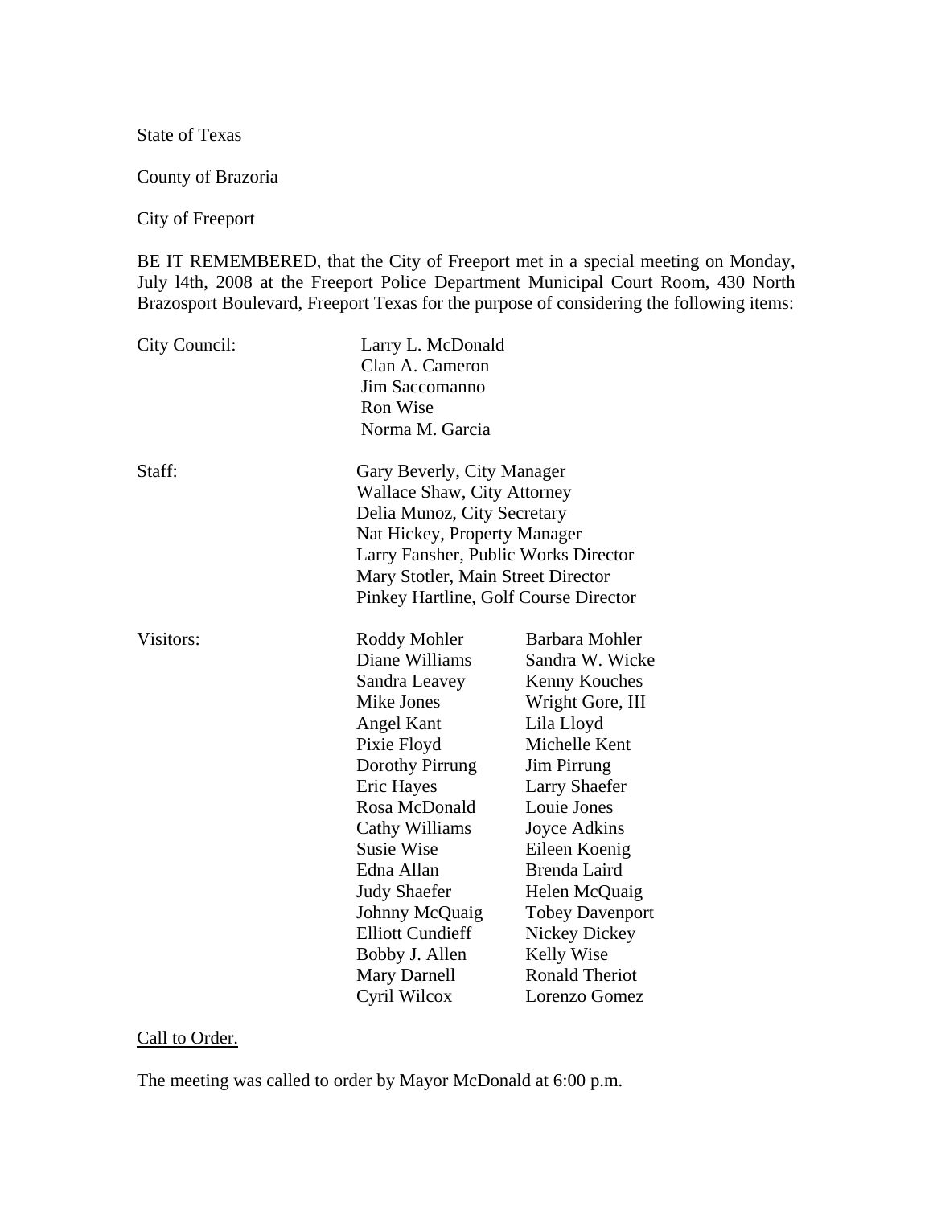State of Texas

County of Brazoria

City of Freeport

BE IT REMEMBERED, that the City of Freeport met in a special meeting on Monday, July l4th, 2008 at the Freeport Police Department Municipal Court Room, 430 North Brazosport Boulevard, Freeport Texas for the purpose of considering the following items:

| | | |
|---|---|---|
| City Council: | Larry L. McDonald | |
| | Clan A. Cameron | |
| | Jim Saccomanno | |
| | Ron Wise | |
| | Norma M. Garcia | |
| Staff: | Gary Beverly, City Manager | |
| | Wallace Shaw, City Attorney | |
| | Delia Munoz, City Secretary | |
| | Nat Hickey, Property Manager | |
| | Larry Fansher, Public Works Director | |
| | Mary Stotler, Main Street Director | |
| | Pinkey Hartline, Golf Course Director | |
| Visitors: | Roddy Mohler | Barbara Mohler |
| | Diane Williams | Sandra W. Wicke |
| | Sandra Leavey | Kenny Kouches |
| | Mike Jones | Wright Gore, III |
| | Angel Kant | Lila Lloyd |
| | Pixie Floyd | Michelle Kent |
| | Dorothy Pirrung | Jim Pirrung |
| | Eric Hayes | Larry Shaefer |
| | Rosa McDonald | Louie Jones |
| | Cathy Williams | Joyce Adkins |
| | Susie Wise | Eileen Koenig |
| | Edna Allan | Brenda Laird |
| | Judy Shaefer | Helen McQuaig |
| | Johnny McQuaig | Tobey Davenport |
| | Elliott Cundieff | Nickey Dickey |
| | Bobby J. Allen | Kelly Wise |
| | Mary Darnell | Ronald Theriot |
| | Cyril Wilcox | Lorenzo Gomez |

Call to Order.

The meeting was called to order by Mayor McDonald at 6:00 p.m.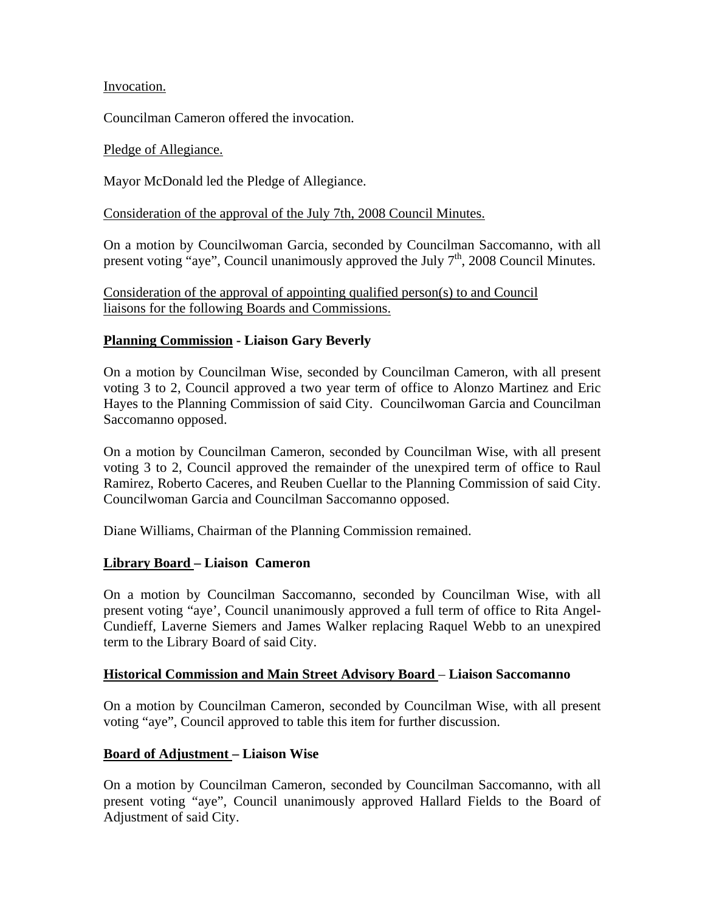Invocation.

Councilman Cameron offered the invocation.

Pledge of Allegiance.

Mayor McDonald led the Pledge of Allegiance.

Consideration of the approval of the July 7th, 2008 Council Minutes.

On a motion by Councilwoman Garcia, seconded by Councilman Saccomanno, with all present voting "aye", Council unanimously approved the July 7th, 2008 Council Minutes.

Consideration of the approval of appointing qualified person(s) to and Council liaisons for the following Boards and Commissions.

**Planning Commission - Liaison Gary Beverly**

On a motion by Councilman Wise, seconded by Councilman Cameron, with all present voting 3 to 2, Council approved a two year term of office to Alonzo Martinez and Eric Hayes to the Planning Commission of said City. Councilwoman Garcia and Councilman Saccomanno opposed.

On a motion by Councilman Cameron, seconded by Councilman Wise, with all present voting 3 to 2, Council approved the remainder of the unexpired term of office to Raul Ramirez, Roberto Caceres, and Reuben Cuellar to the Planning Commission of said City. Councilwoman Garcia and Councilman Saccomanno opposed.

Diane Williams, Chairman of the Planning Commission remained.

**Library Board – Liaison Cameron**

On a motion by Councilman Saccomanno, seconded by Councilman Wise, with all present voting "aye', Council unanimously approved a full term of office to Rita Angel-Cundieff, Laverne Siemers and James Walker replacing Raquel Webb to an unexpired term to the Library Board of said City.

**Historical Commission and Main Street Advisory Board – Liaison Saccomanno**

On a motion by Councilman Cameron, seconded by Councilman Wise, with all present voting "aye", Council approved to table this item for further discussion.

**Board of Adjustment – Liaison Wise**

On a motion by Councilman Cameron, seconded by Councilman Saccomanno, with all present voting "aye", Council unanimously approved Hallard Fields to the Board of Adjustment of said City.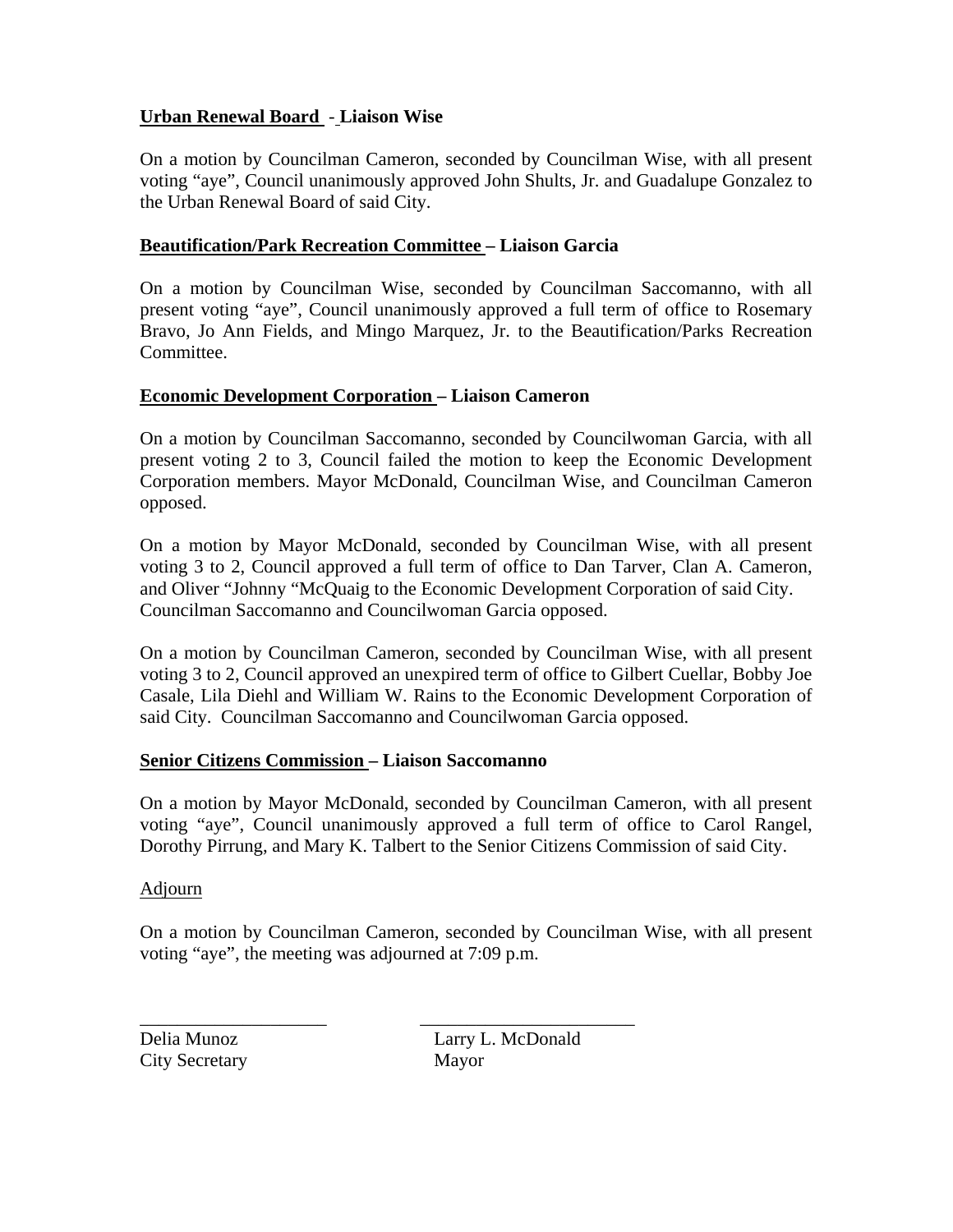**Urban Renewal Board - Liaison Wise**

On a motion by Councilman Cameron, seconded by Councilman Wise, with all present voting "aye", Council unanimously approved John Shults, Jr. and Guadalupe Gonzalez to the Urban Renewal Board of said City.

**Beautification/Park Recreation Committee – Liaison Garcia**

On a motion by Councilman Wise, seconded by Councilman Saccomanno, with all present voting "aye", Council unanimously approved a full term of office to Rosemary Bravo, Jo Ann Fields, and Mingo Marquez, Jr. to the Beautification/Parks Recreation Committee.

**Economic Development Corporation – Liaison Cameron**

On a motion by Councilman Saccomanno, seconded by Councilwoman Garcia, with all present voting 2 to 3, Council failed the motion to keep the Economic Development Corporation members. Mayor McDonald, Councilman Wise, and Councilman Cameron opposed.

On a motion by Mayor McDonald, seconded by Councilman Wise, with all present voting 3 to 2, Council approved a full term of office to Dan Tarver, Clan A. Cameron, and Oliver "Johnny "McQuaig to the Economic Development Corporation of said City. Councilman Saccomanno and Councilwoman Garcia opposed.

On a motion by Councilman Cameron, seconded by Councilman Wise, with all present voting 3 to 2, Council approved an unexpired term of office to Gilbert Cuellar, Bobby Joe Casale, Lila Diehl and William W. Rains to the Economic Development Corporation of said City. Councilman Saccomanno and Councilwoman Garcia opposed.

**Senior Citizens Commission – Liaison Saccomanno**

On a motion by Mayor McDonald, seconded by Councilman Cameron, with all present voting "aye", Council unanimously approved a full term of office to Carol Rangel, Dorothy Pirrung, and Mary K. Talbert to the Senior Citizens Commission of said City.

Adjourn

On a motion by Councilman Cameron, seconded by Councilman Wise, with all present voting "aye", the meeting was adjourned at 7:09 p.m.

| | |
|---|---|
| _____________________ | _______________________ |
| Delia Munoz | Larry L. McDonald |
| City Secretary | Mayor |